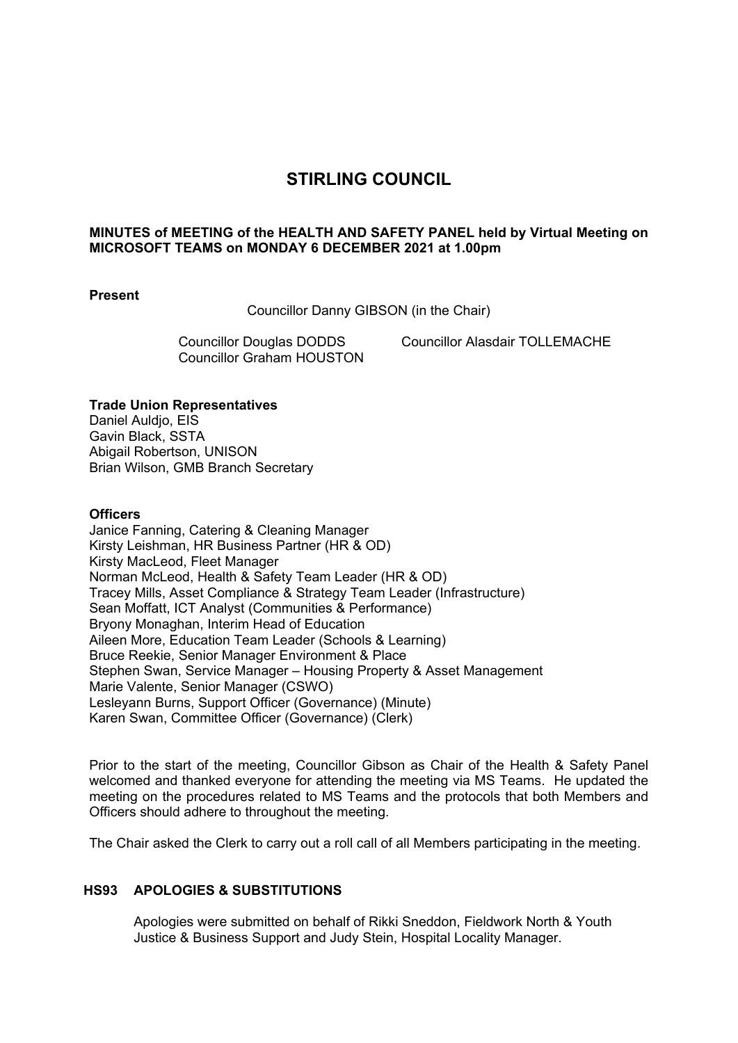# STIRLING COUNCIL

**MINUTES of MEETING of the HEALTH AND SAFETY PANEL held by Virtual Meeting on MICROSOFT TEAMS on MONDAY 6 DECEMBER 2021 at 1.00pm**

**Present**

Councillor Danny GIBSON (in the Chair)

Councillor Douglas DODDS
Councillor Graham HOUSTON
Councillor Alasdair TOLLEMACHE

**Trade Union Representatives**

Daniel Auldjo, EIS
Gavin Black, SSTA
Abigail Robertson, UNISON
Brian Wilson, GMB Branch Secretary

**Officers**

Janice Fanning, Catering & Cleaning Manager
Kirsty Leishman, HR Business Partner (HR & OD)
Kirsty MacLeod, Fleet Manager
Norman McLeod, Health & Safety Team Leader (HR & OD)
Tracey Mills, Asset Compliance & Strategy Team Leader (Infrastructure)
Sean Moffatt, ICT Analyst (Communities & Performance)
Bryony Monaghan, Interim Head of Education
Aileen More, Education Team Leader (Schools & Learning)
Bruce Reekie, Senior Manager Environment & Place
Stephen Swan, Service Manager – Housing Property & Asset Management
Marie Valente, Senior Manager (CSWO)
Lesleyann Burns, Support Officer (Governance) (Minute)
Karen Swan, Committee Officer (Governance) (Clerk)

Prior to the start of the meeting, Councillor Gibson as Chair of the Health & Safety Panel welcomed and thanked everyone for attending the meeting via MS Teams. He updated the meeting on the procedures related to MS Teams and the protocols that both Members and Officers should adhere to throughout the meeting.

The Chair asked the Clerk to carry out a roll call of all Members participating in the meeting.

### HS93 APOLOGIES & SUBSTITUTIONS

Apologies were submitted on behalf of Rikki Sneddon, Fieldwork North & Youth Justice & Business Support and Judy Stein, Hospital Locality Manager.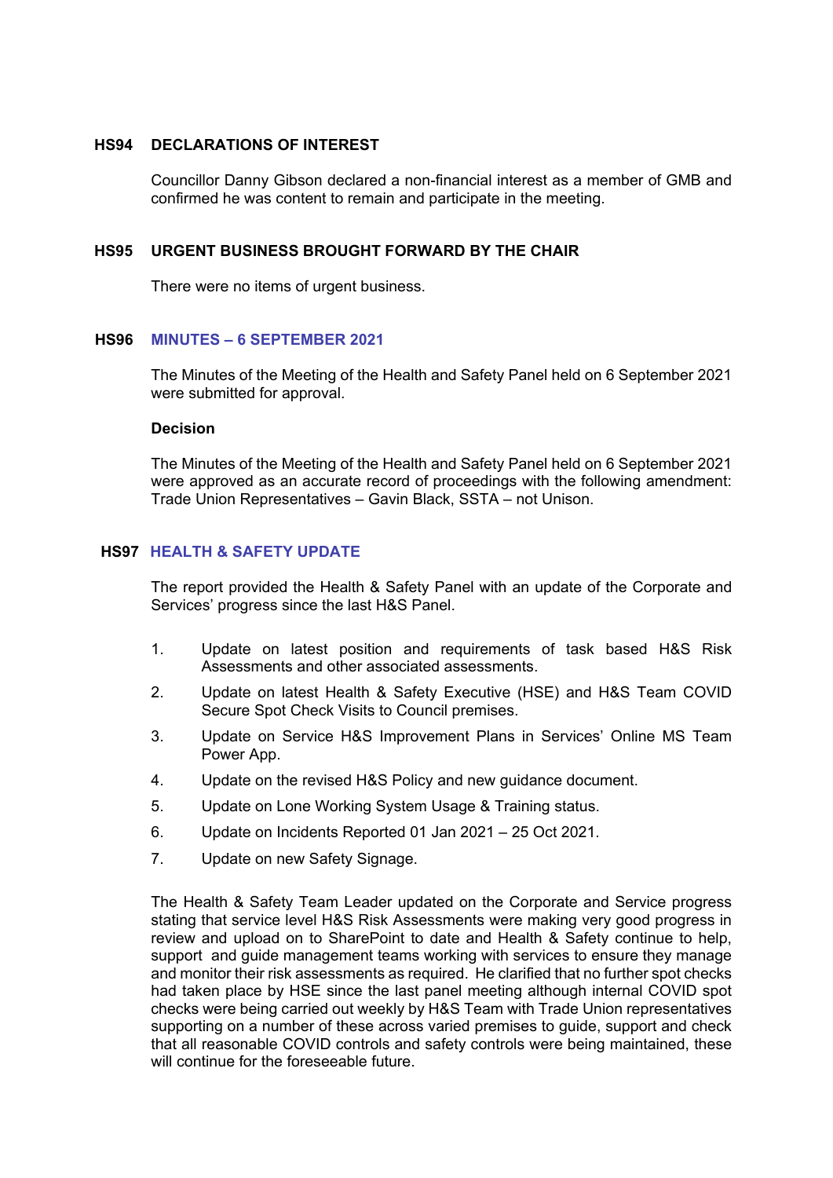## HS94 DECLARATIONS OF INTEREST

Councillor Danny Gibson declared a non-financial interest as a member of GMB and confirmed he was content to remain and participate in the meeting.

## HS95 URGENT BUSINESS BROUGHT FORWARD BY THE CHAIR

There were no items of urgent business.

## HS96 MINUTES – 6 SEPTEMBER 2021

The Minutes of the Meeting of the Health and Safety Panel held on 6 September 2021 were submitted for approval.

**Decision**

The Minutes of the Meeting of the Health and Safety Panel held on 6 September 2021 were approved as an accurate record of proceedings with the following amendment: Trade Union Representatives – Gavin Black, SSTA – not Unison.

## HS97 HEALTH & SAFETY UPDATE

The report provided the Health & Safety Panel with an update of the Corporate and Services' progress since the last H&S Panel.

1. Update on latest position and requirements of task based H&S Risk Assessments and other associated assessments.
2. Update on latest Health & Safety Executive (HSE) and H&S Team COVID Secure Spot Check Visits to Council premises.
3. Update on Service H&S Improvement Plans in Services' Online MS Team Power App.
4. Update on the revised H&S Policy and new guidance document.
5. Update on Lone Working System Usage & Training status.
6. Update on Incidents Reported 01 Jan 2021 – 25 Oct 2021.
7. Update on new Safety Signage.

The Health & Safety Team Leader updated on the Corporate and Service progress stating that service level H&S Risk Assessments were making very good progress in review and upload on to SharePoint to date and Health & Safety continue to help, support and guide management teams working with services to ensure they manage and monitor their risk assessments as required. He clarified that no further spot checks had taken place by HSE since the last panel meeting although internal COVID spot checks were being carried out weekly by H&S Team with Trade Union representatives supporting on a number of these across varied premises to guide, support and check that all reasonable COVID controls and safety controls were being maintained, these will continue for the foreseeable future.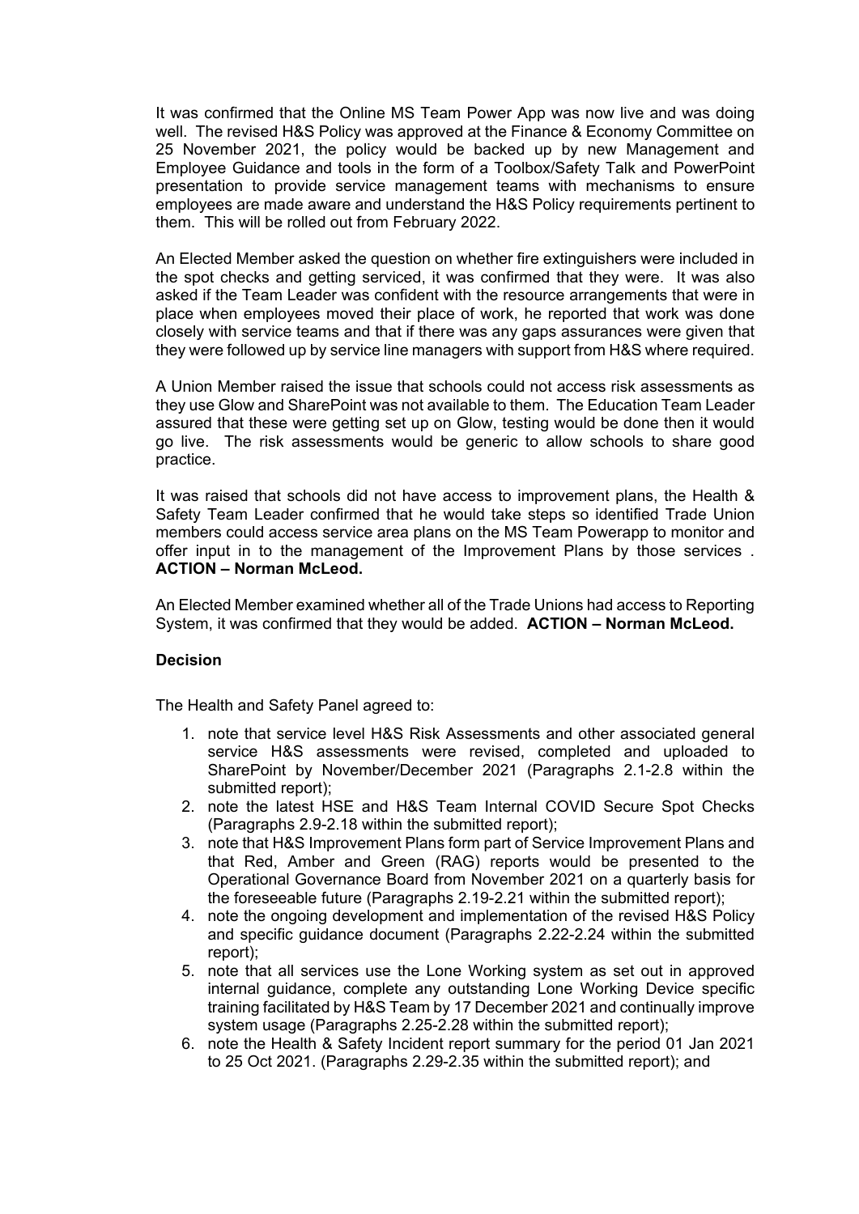It was confirmed that the Online MS Team Power App was now live and was doing well. The revised H&S Policy was approved at the Finance & Economy Committee on 25 November 2021, the policy would be backed up by new Management and Employee Guidance and tools in the form of a Toolbox/Safety Talk and PowerPoint presentation to provide service management teams with mechanisms to ensure employees are made aware and understand the H&S Policy requirements pertinent to them. This will be rolled out from February 2022.

An Elected Member asked the question on whether fire extinguishers were included in the spot checks and getting serviced, it was confirmed that they were. It was also asked if the Team Leader was confident with the resource arrangements that were in place when employees moved their place of work, he reported that work was done closely with service teams and that if there was any gaps assurances were given that they were followed up by service line managers with support from H&S where required.

A Union Member raised the issue that schools could not access risk assessments as they use Glow and SharePoint was not available to them. The Education Team Leader assured that these were getting set up on Glow, testing would be done then it would go live. The risk assessments would be generic to allow schools to share good practice.

It was raised that schools did not have access to improvement plans, the Health & Safety Team Leader confirmed that he would take steps so identified Trade Union members could access service area plans on the MS Team Powerapp to monitor and offer input in to the management of the Improvement Plans by those services . **ACTION – Norman McLeod.**

An Elected Member examined whether all of the Trade Unions had access to Reporting System, it was confirmed that they would be added. **ACTION – Norman McLeod.**

**Decision**

The Health and Safety Panel agreed to:

1. note that service level H&S Risk Assessments and other associated general service H&S assessments were revised, completed and uploaded to SharePoint by November/December 2021 (Paragraphs 2.1-2.8 within the submitted report);
2. note the latest HSE and H&S Team Internal COVID Secure Spot Checks (Paragraphs 2.9-2.18 within the submitted report);
3. note that H&S Improvement Plans form part of Service Improvement Plans and that Red, Amber and Green (RAG) reports would be presented to the Operational Governance Board from November 2021 on a quarterly basis for the foreseeable future (Paragraphs 2.19-2.21 within the submitted report);
4. note the ongoing development and implementation of the revised H&S Policy and specific guidance document (Paragraphs 2.22-2.24 within the submitted report);
5. note that all services use the Lone Working system as set out in approved internal guidance, complete any outstanding Lone Working Device specific training facilitated by H&S Team by 17 December 2021 and continually improve system usage (Paragraphs 2.25-2.28 within the submitted report);
6. note the Health & Safety Incident report summary for the period 01 Jan 2021 to 25 Oct 2021. (Paragraphs 2.29-2.35 within the submitted report); and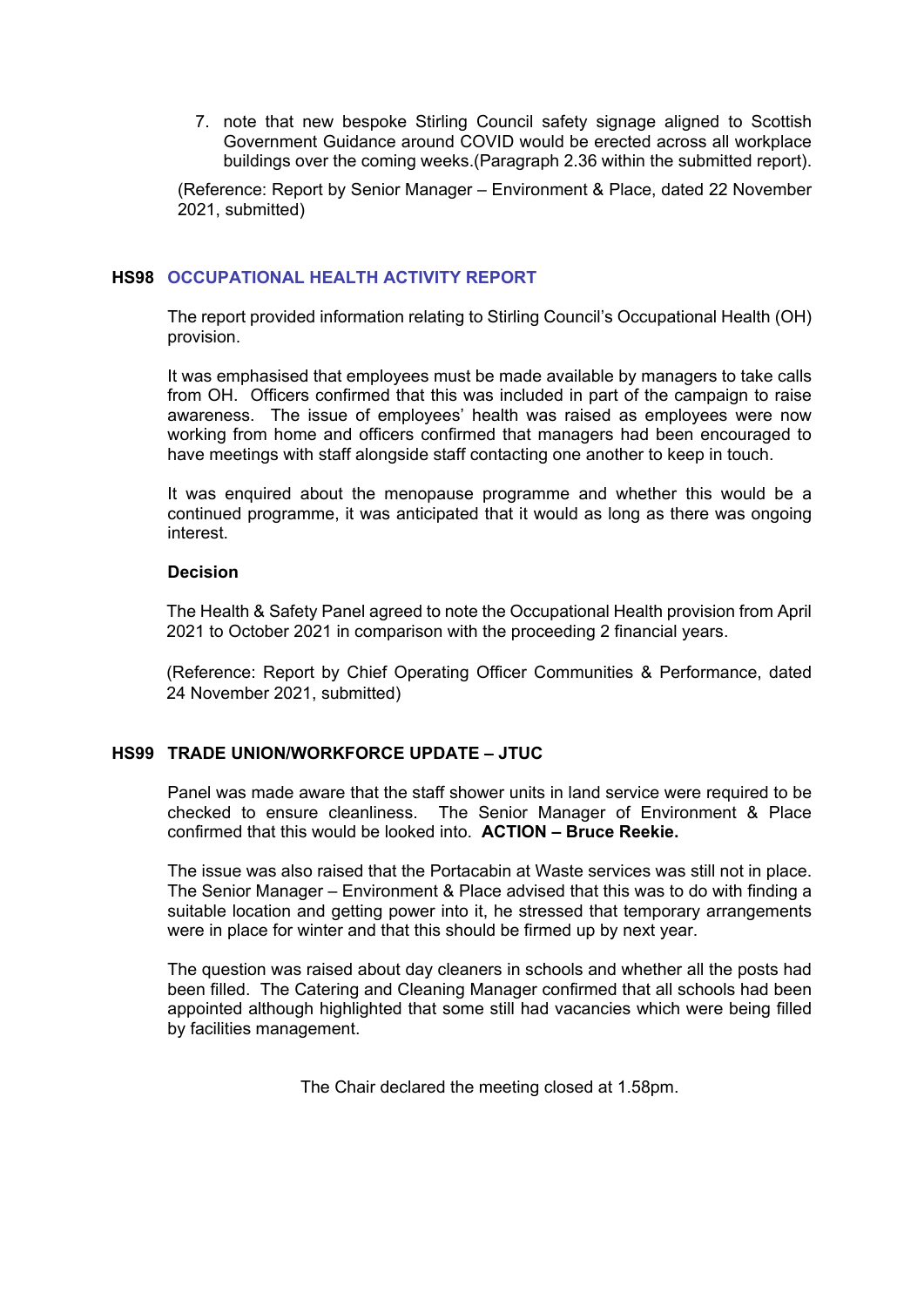7. note that new bespoke Stirling Council safety signage aligned to Scottish Government Guidance around COVID would be erected across all workplace buildings over the coming weeks.(Paragraph 2.36 within the submitted report).

(Reference: Report by Senior Manager – Environment & Place, dated 22 November 2021, submitted)

### HS98 OCCUPATIONAL HEALTH ACTIVITY REPORT

The report provided information relating to Stirling Council's Occupational Health (OH) provision.

It was emphasised that employees must be made available by managers to take calls from OH. Officers confirmed that this was included in part of the campaign to raise awareness. The issue of employees' health was raised as employees were now working from home and officers confirmed that managers had been encouraged to have meetings with staff alongside staff contacting one another to keep in touch.

It was enquired about the menopause programme and whether this would be a continued programme, it was anticipated that it would as long as there was ongoing interest.

**Decision**

The Health & Safety Panel agreed to note the Occupational Health provision from April 2021 to October 2021 in comparison with the proceeding 2 financial years.

(Reference: Report by Chief Operating Officer Communities & Performance, dated 24 November 2021, submitted)

### HS99 TRADE UNION/WORKFORCE UPDATE – JTUC

Panel was made aware that the staff shower units in land service were required to be checked to ensure cleanliness. The Senior Manager of Environment & Place confirmed that this would be looked into. **ACTION – Bruce Reekie.**

The issue was also raised that the Portacabin at Waste services was still not in place. The Senior Manager – Environment & Place advised that this was to do with finding a suitable location and getting power into it, he stressed that temporary arrangements were in place for winter and that this should be firmed up by next year.

The question was raised about day cleaners in schools and whether all the posts had been filled. The Catering and Cleaning Manager confirmed that all schools had been appointed although highlighted that some still had vacancies which were being filled by facilities management.

The Chair declared the meeting closed at 1.58pm.